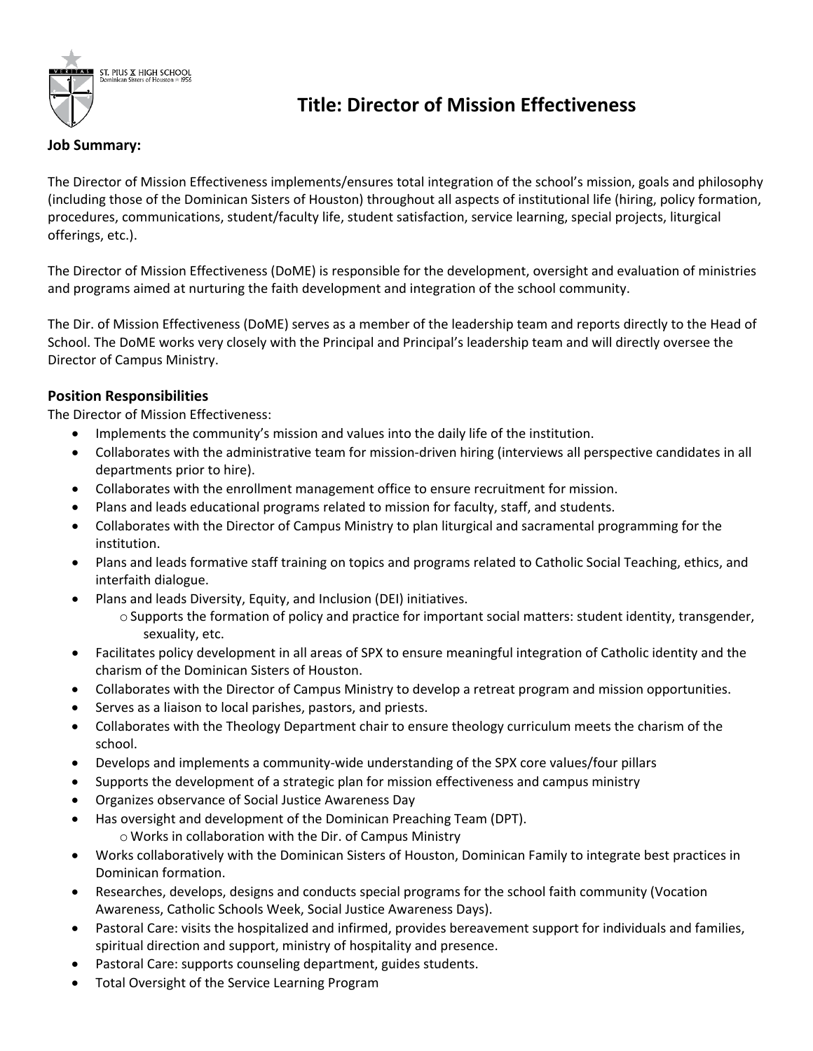ST. PIUS X HIGH SCHOOL
Dominican Sisters of Houston • 1956

# Title: Director of Mission Effectiveness

**Job Summary:**

The Director of Mission Effectiveness implements/ensures total integration of the school's mission, goals and philosophy (including those of the Dominican Sisters of Houston) throughout all aspects of institutional life (hiring, policy formation, procedures, communications, student/faculty life, student satisfaction, service learning, special projects, liturgical offerings, etc.).

The Director of Mission Effectiveness (DoME) is responsible for the development, oversight and evaluation of ministries and programs aimed at nurturing the faith development and integration of the school community.

The Dir. of Mission Effectiveness (DoME) serves as a member of the leadership team and reports directly to the Head of School. The DoME works very closely with the Principal and Principal's leadership team and will directly oversee the Director of Campus Ministry.

## Position Responsibilities

The Director of Mission Effectiveness:

- Implements the community's mission and values into the daily life of the institution.
- Collaborates with the administrative team for mission-driven hiring (interviews all perspective candidates in all departments prior to hire).
- Collaborates with the enrollment management office to ensure recruitment for mission.
- Plans and leads educational programs related to mission for faculty, staff, and students.
- Collaborates with the Director of Campus Ministry to plan liturgical and sacramental programming for the institution.
- Plans and leads formative staff training on topics and programs related to Catholic Social Teaching, ethics, and interfaith dialogue.
- Plans and leads Diversity, Equity, and Inclusion (DEI) initiatives.
  - Supports the formation of policy and practice for important social matters: student identity, transgender, sexuality, etc.
- Facilitates policy development in all areas of SPX to ensure meaningful integration of Catholic identity and the charism of the Dominican Sisters of Houston.
- Collaborates with the Director of Campus Ministry to develop a retreat program and mission opportunities.
- Serves as a liaison to local parishes, pastors, and priests.
- Collaborates with the Theology Department chair to ensure theology curriculum meets the charism of the school.
- Develops and implements a community-wide understanding of the SPX core values/four pillars
- Supports the development of a strategic plan for mission effectiveness and campus ministry
- Organizes observance of Social Justice Awareness Day
- Has oversight and development of the Dominican Preaching Team (DPT).
  - Works in collaboration with the Dir. of Campus Ministry
- Works collaboratively with the Dominican Sisters of Houston, Dominican Family to integrate best practices in Dominican formation.
- Researches, develops, designs and conducts special programs for the school faith community (Vocation Awareness, Catholic Schools Week, Social Justice Awareness Days).
- Pastoral Care: visits the hospitalized and infirmed, provides bereavement support for individuals and families, spiritual direction and support, ministry of hospitality and presence.
- Pastoral Care: supports counseling department, guides students.
- Total Oversight of the Service Learning Program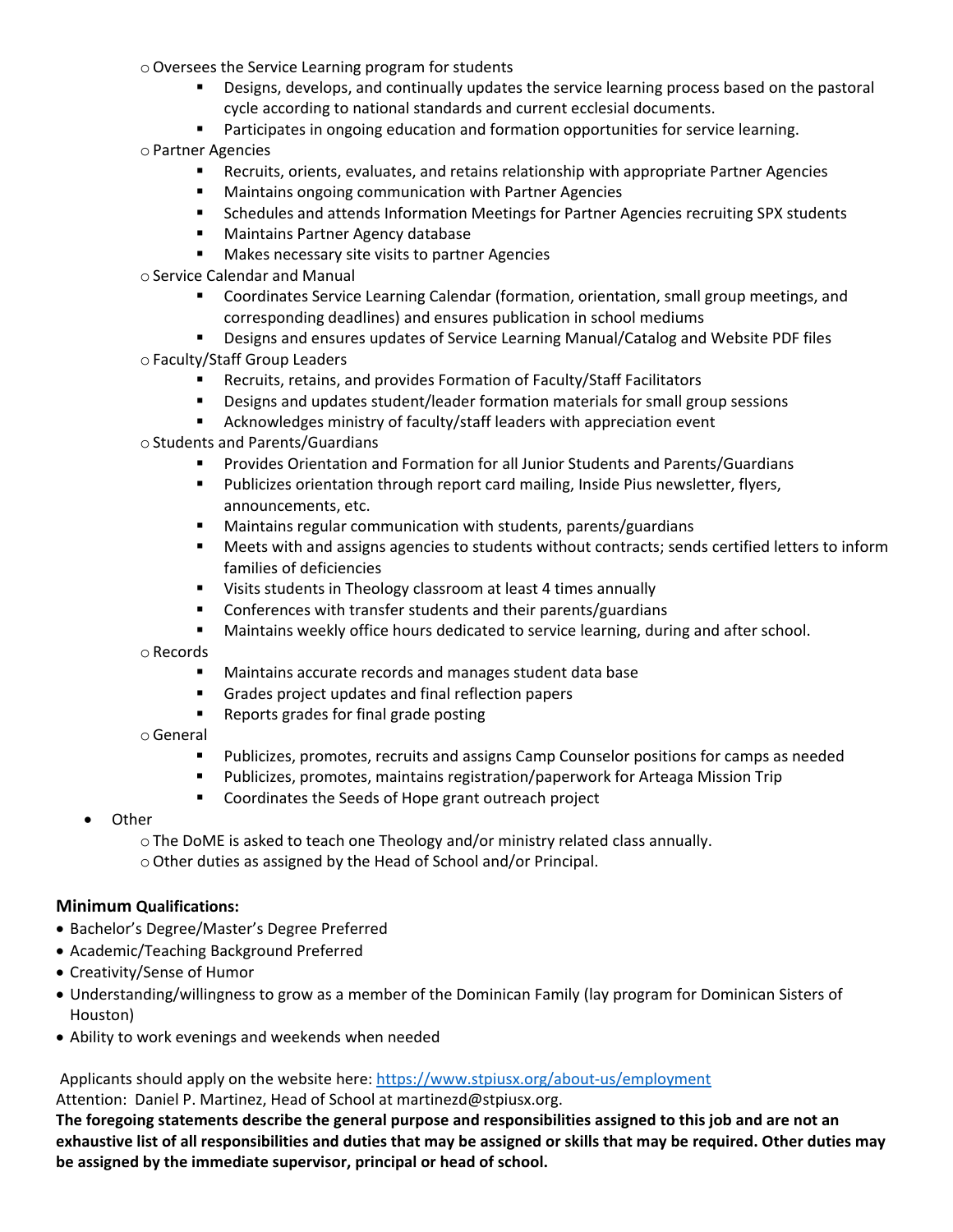- Oversees the Service Learning program for students
    - Designs, develops, and continually updates the service learning process based on the pastoral cycle according to national standards and current ecclesial documents.
    - Participates in ongoing education and formation opportunities for service learning.
  - Partner Agencies
    - Recruits, orients, evaluates, and retains relationship with appropriate Partner Agencies
    - Maintains ongoing communication with Partner Agencies
    - Schedules and attends Information Meetings for Partner Agencies recruiting SPX students
    - Maintains Partner Agency database
    - Makes necessary site visits to partner Agencies
  - Service Calendar and Manual
    - Coordinates Service Learning Calendar (formation, orientation, small group meetings, and corresponding deadlines) and ensures publication in school mediums
    - Designs and ensures updates of Service Learning Manual/Catalog and Website PDF files
  - Faculty/Staff Group Leaders
    - Recruits, retains, and provides Formation of Faculty/Staff Facilitators
    - Designs and updates student/leader formation materials for small group sessions
    - Acknowledges ministry of faculty/staff leaders with appreciation event
  - Students and Parents/Guardians
    - Provides Orientation and Formation for all Junior Students and Parents/Guardians
    - Publicizes orientation through report card mailing, Inside Pius newsletter, flyers, announcements, etc.
    - Maintains regular communication with students, parents/guardians
    - Meets with and assigns agencies to students without contracts; sends certified letters to inform families of deficiencies
    - Visits students in Theology classroom at least 4 times annually
    - Conferences with transfer students and their parents/guardians
    - Maintains weekly office hours dedicated to service learning, during and after school.
  - Records
    - Maintains accurate records and manages student data base
    - Grades project updates and final reflection papers
    - Reports grades for final grade posting
  - General
    - Publicizes, promotes, recruits and assigns Camp Counselor positions for camps as needed
    - Publicizes, promotes, maintains registration/paperwork for Arteaga Mission Trip
    - Coordinates the Seeds of Hope grant outreach project

- Other
  - The DoME is asked to teach one Theology and/or ministry related class annually.
  - Other duties as assigned by the Head of School and/or Principal.

**Minimum Qualifications:**

- Bachelor's Degree/Master's Degree Preferred
- Academic/Teaching Background Preferred
- Creativity/Sense of Humor
- Understanding/willingness to grow as a member of the Dominican Family (lay program for Dominican Sisters of Houston)
- Ability to work evenings and weekends when needed

Applicants should apply on the website here: https://www.stpiusx.org/about-us/employment
Attention: Daniel P. Martinez, Head of School at martinezd@stpiusx.org.

**The foregoing statements describe the general purpose and responsibilities assigned to this job and are not an exhaustive list of all responsibilities and duties that may be assigned or skills that may be required. Other duties may be assigned by the immediate supervisor, principal or head of school.**